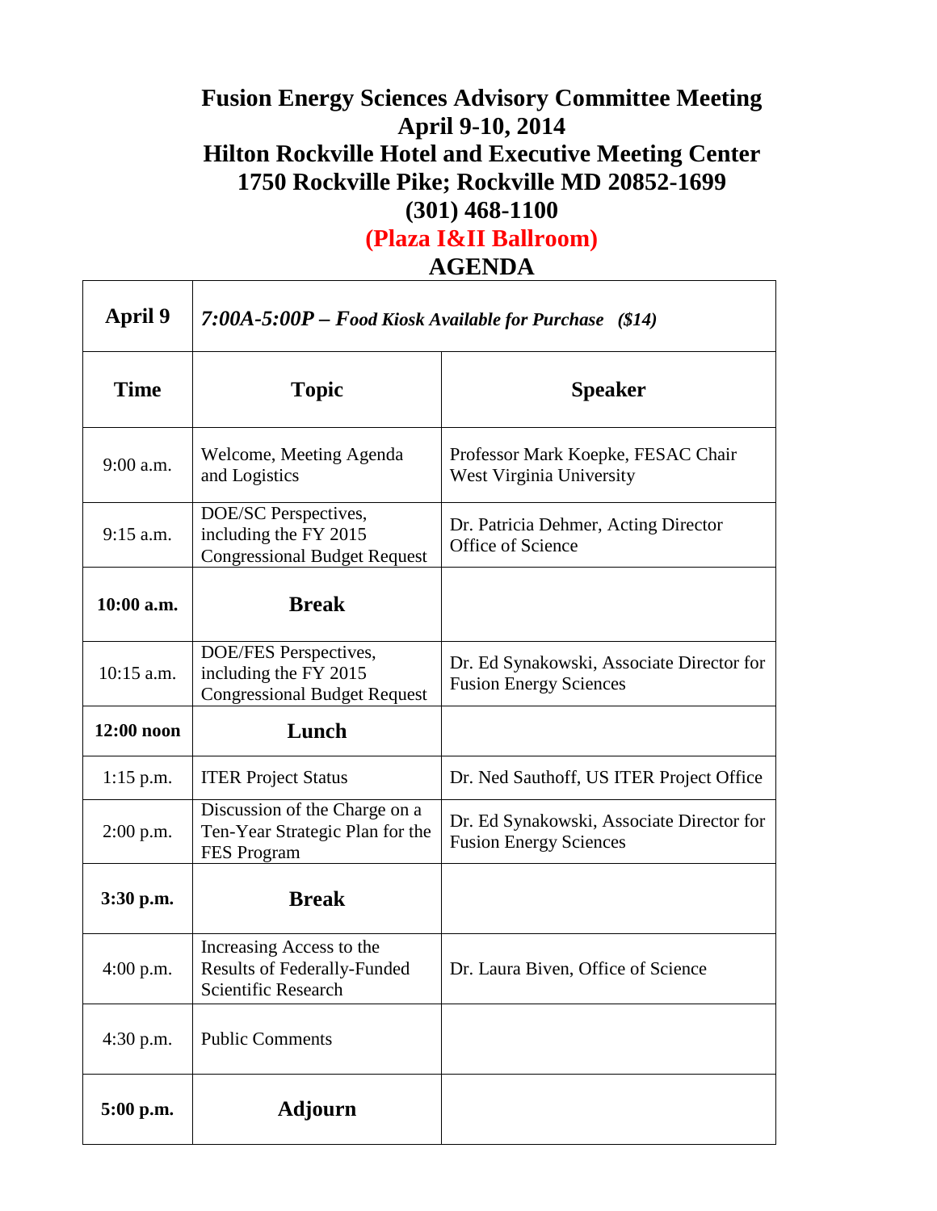# Fusion Energy Sciences Advisory Committee Meeting
## April 9-10, 2014
## Hilton Rockville Hotel and Executive Meeting Center
## 1750 Rockville Pike; Rockville MD 20852-1699
## (301) 468-1100
## (Plaza I&II Ballroom)
## AGENDA

| **April 9** | ***7:00A-5:00P – Food Kiosk Available for Purchase ($14)*** | |
|---|---|---|
| **Time** | **Topic** | **Speaker** |
| 9:00 a.m. | Welcome, Meeting Agenda and Logistics | Professor Mark Koepke, FESAC Chair West Virginia University |
| 9:15 a.m. | DOE/SC Perspectives, including the FY 2015 Congressional Budget Request | Dr. Patricia Dehmer, Acting Director Office of Science |
| **10:00 a.m.** | **Break** | |
| 10:15 a.m. | DOE/FES Perspectives, including the FY 2015 Congressional Budget Request | Dr. Ed Synakowski, Associate Director for Fusion Energy Sciences |
| **12:00 noon** | **Lunch** | |
| 1:15 p.m. | ITER Project Status | Dr. Ned Sauthoff, US ITER Project Office |
| 2:00 p.m. | Discussion of the Charge on a Ten-Year Strategic Plan for the FES Program | Dr. Ed Synakowski, Associate Director for Fusion Energy Sciences |
| **3:30 p.m.** | **Break** | |
| 4:00 p.m. | Increasing Access to the Results of Federally-Funded Scientific Research | Dr. Laura Biven, Office of Science |
| 4:30 p.m. | Public Comments | |
| **5:00 p.m.** | **Adjourn** | |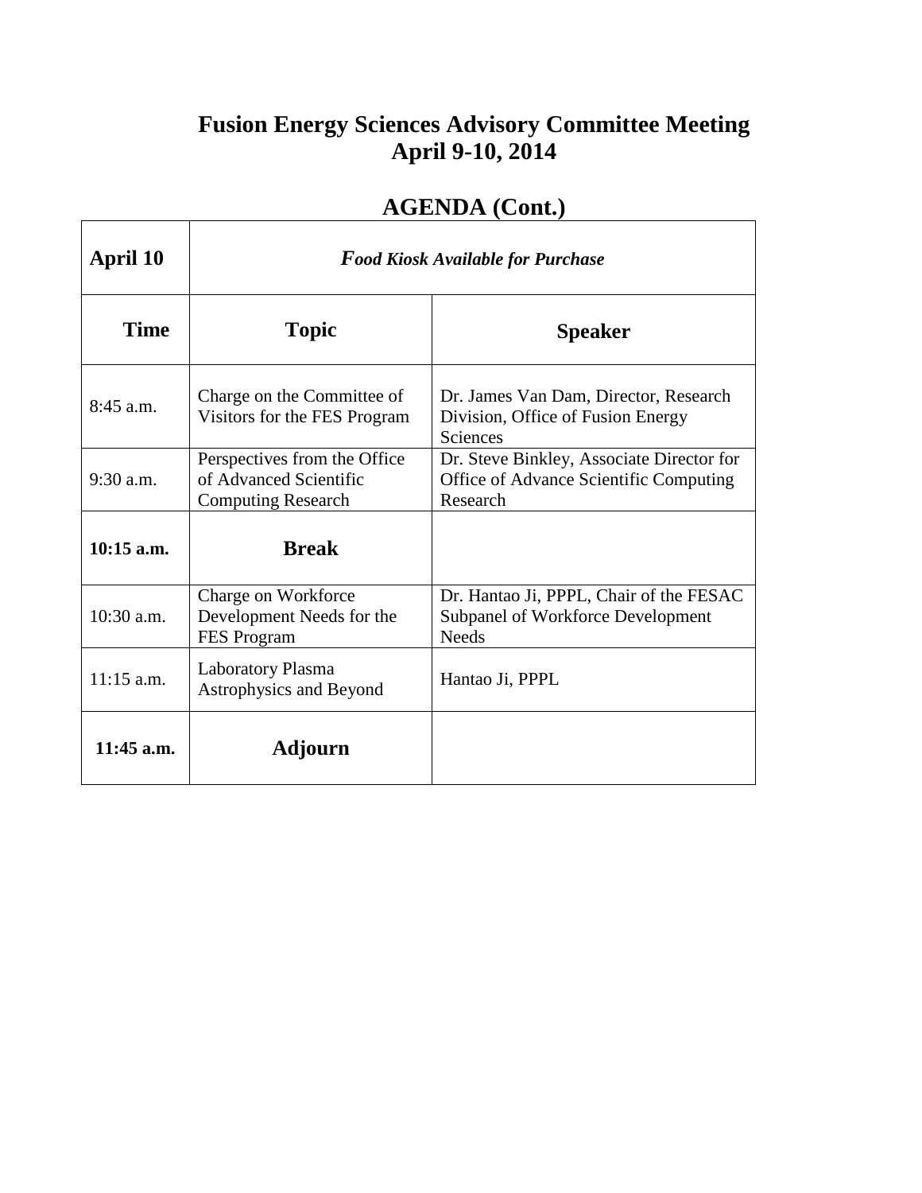# Fusion Energy Sciences Advisory Committee Meeting
# April 9-10, 2014

## AGENDA (Cont.)

| **April 10** | ***Food Kiosk Available for Purchase*** | |
|---|---|---|
| **Time** | **Topic** | **Speaker** |
| 8:45 a.m. | Charge on the Committee of Visitors for the FES Program | Dr. James Van Dam, Director, Research Division, Office of Fusion Energy Sciences |
| 9:30 a.m. | Perspectives from the Office of Advanced Scientific Computing Research | Dr. Steve Binkley, Associate Director for Office of Advance Scientific Computing Research |
| **10:15 a.m.** | **Break** | |
| 10:30 a.m. | Charge on Workforce Development Needs for the FES Program | Dr. Hantao Ji, PPPL, Chair of the FESAC Subpanel of Workforce Development Needs |
| 11:15 a.m. | Laboratory Plasma Astrophysics and Beyond | Hantao Ji, PPPL |
| **11:45 a.m.** | **Adjourn** | |